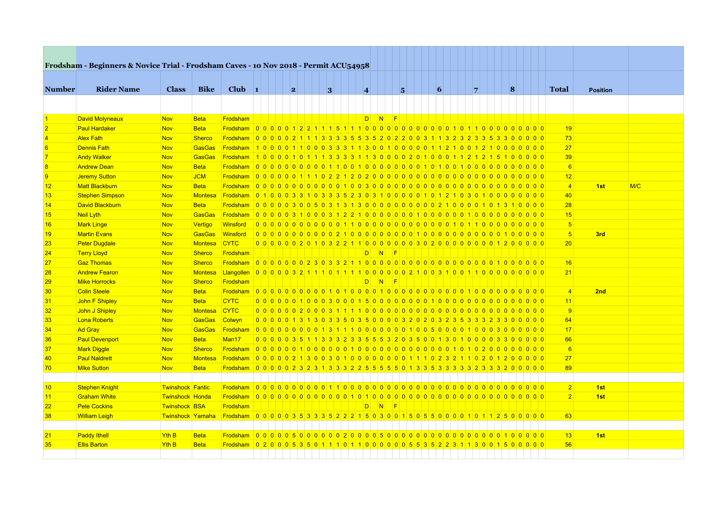**Frodsham - Beginners & Novice Trial - Frodsham Caves - 10 Nov 2018 - Permit ACU54958**

| Number | Rider Name | Class | Bike | Club | 1 | 2 | 3 | 4 | 5 | 6 | 7 | 8 | Total | Position | |
|---|---|---|---|---|---|---|---|---|---|---|---|---|---|---|---|
| | | | | | | | | | | | | | | | |
| 1 | David Molyneaux | Nov | Beta | Frodsham | | | | D N F | | | | | | | |
| 2 | Paul Hardaker | Nov | Beta | Frodsham | 0 0 0 0 0 | 1 2 2 1 1 | 1 5 1 1 1 | 0 0 0 0 0 | 0 0 0 0 0 | 0 0 0 1 0 | 1 1 0 0 0 | 0 0 0 0 0 | 19 | | |
| 4 | Alex Fath | Nov | Sherco | Frodsham | 0 0 0 0 0 | 2 1 1 1 3 | 3 3 3 5 5 | 3 5 2 0 2 | 2 0 0 3 1 | 1 3 2 3 2 | 3 3 5 3 3 | 0 0 0 0 0 | 73 | | |
| 6 | Dennis Fath | Nov | GasGas | Frodsham | 1 0 0 0 0 | 1 1 0 0 0 | 3 3 3 1 1 | 3 0 0 1 0 | 0 0 0 0 1 | 1 2 1 0 0 | 1 2 1 0 0 | 0 0 0 0 0 | 27 | | |
| 7 | Andy Walker | Nov | GasGas | Frodsham | 1 0 0 0 0 | 1 0 1 1 1 | 3 3 3 3 1 | 1 3 0 0 0 | 0 2 0 1 0 | 0 0 1 1 2 | 1 2 1 5 1 | 0 0 0 0 0 | 39 | | |
| 8 | Andrew Dean | Nov | Beta | Frodsham | 0 0 0 0 0 | 0 0 0 0 0 | 0 1 1 0 0 | 1 0 0 0 0 | 0 0 0 0 1 | 0 1 0 0 1 | 0 0 0 0 0 | 0 0 0 0 0 | 6 | | |
| 9 | Jeremy Sutton | Nov | JCM | Frodsham | 0 0 0 0 0 | 0 1 1 1 0 | 2 2 1 2 0 | 2 0 0 0 0 | 0 0 0 0 0 | 0 0 0 0 0 | 0 0 0 0 0 | 0 0 0 0 0 | 12 | | |
| 12 | Matt Blackburn | Nov | Beta | Frodsham | 0 0 0 0 0 | 0 0 0 0 0 | 0 0 0 0 1 | 0 0 3 0 0 | 0 0 0 0 0 | 0 0 0 0 0 | 0 0 0 0 0 | 0 0 0 0 0 | 4 | 1st | M/C |
| 13 | Stephen Simpson | Nov | Montesa | Frodsham | 0 1 0 0 0 | 3 3 1 0 3 | 3 3 5 2 3 | 0 3 1 0 0 | 0 0 0 1 0 | 1 2 1 0 3 | 0 1 0 0 0 | 0 0 0 0 0 | 40 | | |
| 14 | David Blackburn | Nov | Beta | Frodsham | 0 0 0 0 0 | 3 0 0 5 0 | 3 1 3 1 3 | 0 0 0 0 0 | 0 0 0 0 0 | 2 1 0 0 0 | 0 1 0 1 3 | 1 0 0 0 0 | 28 | | |
| 15 | Neil Lyth | Nov | GasGas | Frodsham | 0 0 0 0 0 | 3 1 0 0 0 | 3 1 2 2 1 | 0 0 0 0 0 | 0 0 1 0 0 | 0 0 0 0 1 | 0 0 0 0 0 | 0 0 0 0 0 | 15 | | |
| 16 | Mark Linge | Nov | Vertigo | Winsford | 0 0 0 0 0 | 0 0 0 0 0 | 0 0 0 0 1 | 1 0 0 0 0 | 0 0 0 0 0 | 0 0 0 1 0 | 1 1 0 0 0 | 0 0 0 0 0 | 5 | | |
| 19 | Martin Evans | Nov | GasGas | Winsford | 0 0 0 0 0 | 0 0 0 0 0 | 0 0 0 2 1 | 0 0 0 0 0 | 0 0 0 0 1 | 0 0 0 0 0 | 0 0 0 0 1 | 0 0 0 0 0 | 5 | 3rd | |
| 23 | Peter Dugdale | Nov | Montesa | CYTC | 0 0 0 0 0 | 0 2 0 1 0 | 3 2 2 1 1 | 0 0 0 0 0 | 0 0 0 3 0 | 2 0 0 0 0 | 0 0 0 0 1 | 2 0 0 0 0 | 20 | | |
| 24 | Terry Lloyd | Nov | Sherco | Frodsham | | | | D N F | | | | | | | |
| 27 | Gaz Thomas | Nov | Sherco | Frodsham | 0 0 0 0 0 | 0 0 2 3 0 | 3 3 2 1 1 | 0 0 0 0 0 | 0 0 0 0 0 | 0 0 0 0 0 | 0 0 0 0 1 | 0 0 0 0 0 | 16 | | |
| 28 | Andrew Fearon | Nov | Montesa | Llangollen | 0 0 0 0 0 | 3 2 1 1 1 | 0 1 1 1 1 | 0 0 0 0 0 | 0 2 1 0 0 | 3 1 0 0 1 | 1 0 0 0 0 | 0 0 0 0 0 | 21 | | |
| 29 | Mike Horrocks | Nov | Sherco | Frodsham | | | | D N F | | | | | | | |
| 30 | Colin Steele | Nov | Beta | Frodsham | 0 0 0 0 0 | 0 0 0 0 0 | 0 1 0 1 0 | 0 0 0 0 1 | 0 0 0 0 0 | 0 0 0 0 0 | 1 0 0 0 0 | 0 0 0 0 0 | 4 | 2nd | |
| 31 | John F Shipley | Nov | Beta | CYTC | 0 0 0 0 0 | 0 1 0 0 0 | 3 0 0 0 1 | 5 0 0 0 0 | 0 0 0 0 0 | 1 0 0 0 0 | 0 0 0 0 0 | 0 0 0 0 0 | 11 | | |
| 32 | John J Shipley | Nov | Montesa | CYTC | 0 0 0 0 0 | 0 2 0 0 0 | 3 1 1 1 1 | 0 0 0 0 0 | 0 0 0 0 0 | 0 0 0 0 0 | 0 0 0 0 0 | 0 0 0 0 0 | 9 | | |
| 33 | Lona Roberts | Nov | GasGas | Colwyn | 0 0 0 0 0 | 1 3 1 3 0 | 3 3 5 0 3 | 5 0 0 0 0 | 3 2 0 2 0 | 3 2 3 5 3 | 3 3 2 3 3 | 0 0 0 0 0 | 64 | | |
| 34 | Ad Gray | Nov | GasGas | Frodsham | 0 0 0 0 0 | 0 0 0 0 0 | 1 3 1 1 1 | 0 0 0 0 0 | 0 0 1 0 0 | 5 0 0 0 0 | 1 0 0 0 3 | 0 0 0 0 0 | 17 | | |
| 36 | Paul Devenport | Nov | Beta | Man17 | 0 0 0 0 0 | 3 5 1 1 3 | 3 3 2 3 3 | 5 5 5 3 2 | 0 3 5 0 0 | 1 3 0 1 0 | 0 0 0 3 3 | 0 0 0 0 0 | 66 | | |
| 37 | Mark Diggle | Nov | Sherco | Frodsham | 0 0 0 0 0 | 0 1 0 0 0 | 0 0 0 1 0 | 0 0 0 0 0 | 0 0 0 0 0 | 1 0 1 0 2 | 0 0 0 0 0 | 0 0 0 0 0 | 6 | | |
| 40 | Paul Naldrett | Nov | Montesa | Frodsham | 0 0 0 0 0 | 2 1 3 0 0 | 3 0 1 0 0 | 0 0 0 0 0 | 0 1 1 1 0 | 2 3 2 1 1 | 0 2 0 1 2 | 0 0 0 0 0 | 27 | | |
| 70 | Mike Sutton | Nov | Beta | Frodsham | 0 0 0 0 0 | 2 3 2 3 1 | 3 3 3 2 2 | 5 5 5 5 5 | 0 1 3 3 5 | 3 3 3 3 3 | 2 3 3 3 2 | 0 0 0 0 0 | 89 | | |
| | | | | | | | | | | | | | | | |
| 10 | Stephen Knight | Twinshock | Fantic | Frodsham | 0 0 0 0 0 | 0 0 0 0 0 | 0 1 1 0 0 | 0 0 0 0 0 | 0 0 0 0 0 | 0 0 0 0 0 | 0 0 0 0 0 | 0 0 0 0 0 | 2 | 1st | |
| 11 | Graham White | Twinshock | Honda | Frodsham | 0 0 0 0 0 | 0 0 0 0 0 | 0 0 0 0 1 | 0 1 0 0 0 | 0 0 0 0 0 | 0 0 0 0 0 | 0 0 0 0 0 | 0 0 0 0 0 | 2 | 1st | |
| 22 | Pete Cockins | Twinshock | BSA | Frodsham | | | | D N F | | | | | | | |
| 38 | William Leigh | Twinshock | Yamaha | Frodsham | 0 0 0 0 0 | 3 5 3 3 3 | 5 2 2 2 1 | 5 0 3 0 0 | 1 5 0 5 5 | 0 0 0 0 1 | 0 1 1 2 5 | 0 0 0 0 0 | 63 | | |
| | | | | | | | | | | | | | | | |
| 21 | Paddy Ithell | Yth B | Beta | Frodsham | 0 0 0 0 0 | 5 0 0 0 0 | 0 0 0 2 0 | 0 0 0 0 5 | 0 0 0 0 0 | 0 0 0 0 0 | 0 0 0 0 1 | 0 0 0 0 0 | 13 | 1st | |
| 35 | Ellis Barton | Yth B | Beta | Frodsham | 0 2 0 0 0 | 5 3 5 0 1 | 1 1 0 1 1 | 0 0 0 0 0 | 0 5 5 3 5 | 2 2 3 1 1 | 3 0 0 1 5 | 0 0 0 0 0 | 56 | | |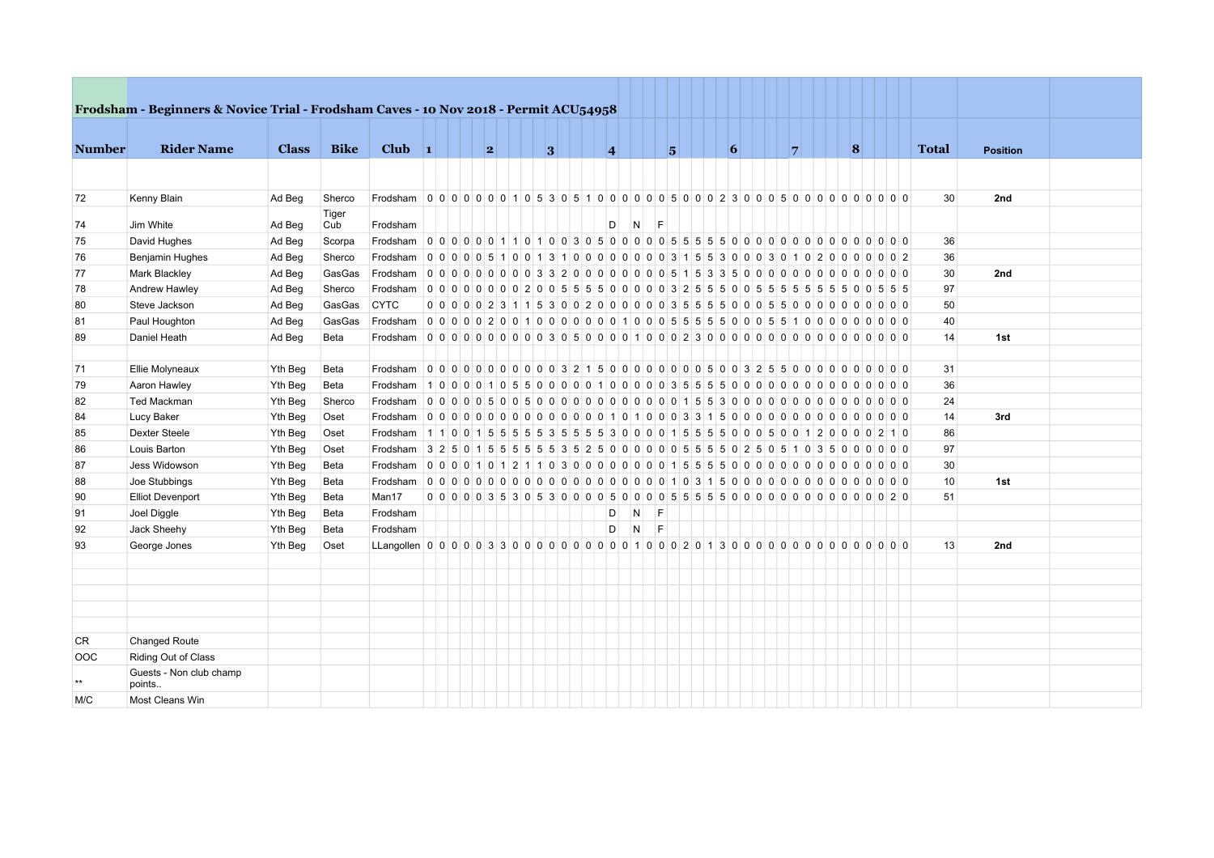## Frodsham - Beginners & Novice Trial - Frodsham Caves - 10 Nov 2018 - Permit ACU54958

| Number | Rider Name | Class | Bike | Club | 1 | | | | | 2 | | | | | 3 | | | | | 4 | | | | | 5 | | | | | 6 | | | | | 7 | | | | | 8 | | | | | Total | Position |
|---|---|---|---|---|---|---|---|---|---|---|---|---|---|---|---|---|---|---|---|---|---|---|---|---|---|---|---|---|---|---|---|---|---|---|---|---|---|---|---|---|---|---|---|---|---|---|
| 72 | Kenny Blain | Ad Beg | Sherco | Frodsham | 0 | 0 | 0 | 0 | 0 | 0 | 0 | 1 | 0 | 5 | 3 | 0 | 5 | 1 | 0 | 0 | 0 | 0 | 0 | 0 | 5 | 0 | 0 | 0 | 2 | 3 | 0 | 0 | 0 | 5 | 0 | 0 | 0 | 0 | 0 | 0 | 0 | 0 | 0 | 0 | 30 | **2nd** |
| 74 | Jim White | Ad Beg | Tiger Cub | Frodsham | | | | | | | | | | | | | | | | D | | N | | F | | | | | | | | | | | | | | | | | | | | | | |
| 75 | David Hughes | Ad Beg | Scorpa | Frodsham | 0 | 0 | 0 | 0 | 0 | 0 | 1 | 1 | 0 | 1 | 0 | 0 | 3 | 0 | 5 | 0 | 0 | 0 | 0 | 0 | 5 | 5 | 5 | 5 | 5 | 0 | 0 | 0 | 0 | 0 | 0 | 0 | 0 | 0 | 0 | 0 | 0 | 0 | 0 | 0 | 36 | |
| 76 | Benjamin Hughes | Ad Beg | Sherco | Frodsham | 0 | 0 | 0 | 0 | 0 | 5 | 1 | 0 | 0 | 1 | 3 | 1 | 0 | 0 | 0 | 0 | 0 | 0 | 0 | 0 | 3 | 1 | 5 | 5 | 3 | 0 | 0 | 0 | 3 | 0 | 1 | 0 | 2 | 0 | 0 | 0 | 0 | 0 | 0 | 2 | 36 | |
| 77 | Mark Blackley | Ad Beg | GasGas | Frodsham | 0 | 0 | 0 | 0 | 0 | 0 | 0 | 0 | 0 | 3 | 3 | 2 | 0 | 0 | 0 | 0 | 0 | 0 | 0 | 0 | 5 | 1 | 5 | 3 | 3 | 5 | 0 | 0 | 0 | 0 | 0 | 0 | 0 | 0 | 0 | 0 | 0 | 0 | 0 | 0 | 30 | **2nd** |
| 78 | Andrew Hawley | Ad Beg | Sherco | Frodsham | 0 | 0 | 0 | 0 | 0 | 0 | 0 | 0 | 2 | 0 | 0 | 5 | 5 | 5 | 5 | 0 | 0 | 0 | 0 | 0 | 3 | 2 | 5 | 5 | 5 | 0 | 0 | 5 | 5 | 5 | 5 | 5 | 5 | 5 | 5 | 0 | 0 | 5 | 5 | 5 | 97 | |
| 80 | Steve Jackson | Ad Beg | GasGas | CYTC | 0 | 0 | 0 | 0 | 0 | 2 | 3 | 1 | 1 | 5 | 3 | 0 | 0 | 2 | 0 | 0 | 0 | 0 | 0 | 0 | 3 | 5 | 5 | 5 | 5 | 0 | 0 | 0 | 5 | 5 | 0 | 0 | 0 | 0 | 0 | 0 | 0 | 0 | 0 | 0 | 50 | |
| 81 | Paul Houghton | Ad Beg | GasGas | Frodsham | 0 | 0 | 0 | 0 | 0 | 2 | 0 | 0 | 1 | 0 | 0 | 0 | 0 | 0 | 0 | 0 | 1 | 0 | 0 | 0 | 5 | 5 | 5 | 5 | 5 | 0 | 0 | 0 | 5 | 5 | 1 | 0 | 0 | 0 | 0 | 0 | 0 | 0 | 0 | 0 | 40 | |
| 89 | Daniel Heath | Ad Beg | Beta | Frodsham | 0 | 0 | 0 | 0 | 0 | 0 | 0 | 0 | 0 | 0 | 3 | 0 | 5 | 0 | 0 | 0 | 0 | 1 | 0 | 0 | 0 | 2 | 3 | 0 | 0 | 0 | 0 | 0 | 0 | 0 | 0 | 0 | 0 | 0 | 0 | 0 | 0 | 0 | 0 | 0 | 14 | **1st** |
| 71 | Ellie Molyneaux | Yth Beg | Beta | Frodsham | 0 | 0 | 0 | 0 | 0 | 0 | 0 | 0 | 0 | 0 | 0 | 0 | 3 | 2 | 1 | 5 | 0 | 0 | 0 | 0 | 0 | 0 | 0 | 0 | 5 | 0 | 0 | 3 | 2 | 5 | 5 | 0 | 0 | 0 | 0 | 0 | 0 | 0 | 0 | 0 | 31 | |
| 79 | Aaron Hawley | Yth Beg | Beta | Frodsham | 1 | 0 | 0 | 0 | 0 | 1 | 0 | 5 | 5 | 0 | 0 | 0 | 0 | 0 | 1 | 0 | 0 | 0 | 0 | 0 | 3 | 5 | 5 | 5 | 5 | 0 | 0 | 0 | 0 | 0 | 0 | 0 | 0 | 0 | 0 | 0 | 0 | 0 | 0 | 0 | 36 | |
| 82 | Ted Mackman | Yth Beg | Sherco | Frodsham | 0 | 0 | 0 | 0 | 0 | 5 | 0 | 0 | 5 | 0 | 0 | 0 | 0 | 0 | 0 | 0 | 0 | 0 | 0 | 0 | 0 | 1 | 5 | 5 | 3 | 0 | 0 | 0 | 0 | 0 | 0 | 0 | 0 | 0 | 0 | 0 | 0 | 0 | 0 | 0 | 24 | |
| 84 | Lucy Baker | Yth Beg | Oset | Frodsham | 0 | 0 | 0 | 0 | 0 | 0 | 0 | 0 | 0 | 0 | 0 | 0 | 0 | 0 | 0 | 0 | 1 | 0 | 1 | 0 | 0 | 0 | 3 | 3 | 1 | 5 | 0 | 0 | 0 | 0 | 0 | 0 | 0 | 0 | 0 | 0 | 0 | 0 | 0 | 0 | 14 | **3rd** |
| 85 | Dexter Steele | Yth Beg | Oset | Frodsham | 1 | 1 | 0 | 0 | 1 | 5 | 5 | 5 | 5 | 5 | 3 | 5 | 5 | 5 | 5 | 3 | 0 | 0 | 0 | 0 | 1 | 5 | 5 | 5 | 5 | 0 | 0 | 0 | 5 | 0 | 0 | 1 | 2 | 0 | 0 | 0 | 0 | 2 | 1 | 0 | 86 | |
| 86 | Louis Barton | Yth Beg | Oset | Frodsham | 3 | 2 | 5 | 0 | 1 | 5 | 5 | 5 | 5 | 5 | 5 | 3 | 5 | 2 | 5 | 0 | 0 | 0 | 0 | 0 | 0 | 5 | 5 | 5 | 5 | 0 | 2 | 5 | 0 | 5 | 1 | 0 | 3 | 5 | 0 | 0 | 0 | 0 | 0 | 0 | 97 | |
| 87 | Jess Widowson | Yth Beg | Beta | Frodsham | 0 | 0 | 0 | 0 | 1 | 0 | 1 | 2 | 1 | 1 | 0 | 3 | 0 | 0 | 0 | 0 | 0 | 0 | 0 | 0 | 0 | 1 | 5 | 5 | 5 | 5 | 0 | 0 | 0 | 0 | 0 | 0 | 0 | 0 | 0 | 0 | 0 | 0 | 0 | 0 | 30 | |
| 88 | Joe Stubbings | Yth Beg | Beta | Frodsham | 0 | 0 | 0 | 0 | 0 | 0 | 0 | 0 | 0 | 0 | 0 | 0 | 0 | 0 | 0 | 0 | 0 | 0 | 0 | 0 | 1 | 0 | 3 | 1 | 5 | 0 | 0 | 0 | 0 | 0 | 0 | 0 | 0 | 0 | 0 | 0 | 0 | 0 | 0 | 0 | 10 | **1st** |
| 90 | Elliot Devenport | Yth Beg | Beta | Man17 | 0 | 0 | 0 | 0 | 0 | 3 | 5 | 3 | 0 | 5 | 3 | 0 | 0 | 0 | 0 | 5 | 0 | 0 | 0 | 0 | 5 | 5 | 5 | 5 | 5 | 0 | 0 | 0 | 0 | 0 | 0 | 0 | 0 | 0 | 0 | 0 | 0 | 0 | 2 | 0 | 51 | |
| 91 | Joel Diggle | Yth Beg | Beta | Frodsham | | | | | | | | | | | | | | | | D | | N | | F | | | | | | | | | | | | | | | | | | | | | | |
| 92 | Jack Sheehy | Yth Beg | Beta | Frodsham | | | | | | | | | | | | | | | | D | | N | | F | | | | | | | | | | | | | | | | | | | | | | |
| 93 | George Jones | Yth Beg | Oset | LLangollen | 0 | 0 | 0 | 0 | 0 | 3 | 3 | 0 | 0 | 0 | 0 | 0 | 0 | 0 | 0 | 0 | 0 | 1 | 0 | 0 | 0 | 2 | 0 | 1 | 3 | 0 | 0 | 0 | 0 | 0 | 0 | 0 | 0 | 0 | 0 | 0 | 0 | 0 | 0 | 0 | 13 | **2nd** |

| | |
|---|---|
| CR | Changed Route |
| OOC | Riding Out of Class |
| ** | Guests - Non club champ points.. |
| M/C | Most Cleans Win |